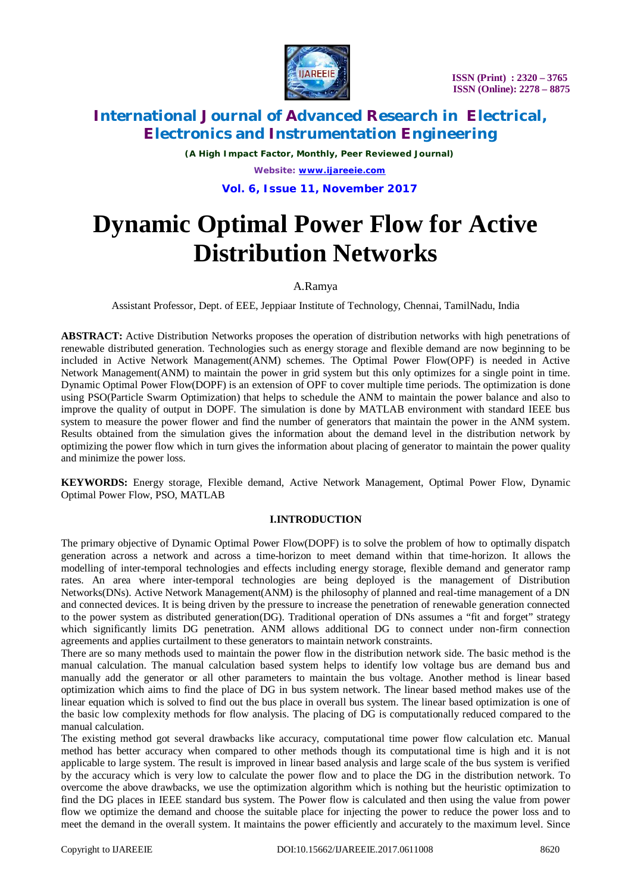# Dynamic Optimal Power Flow for Active Distribution Networks

A.Ramya

Assistant Professor, Dept. of EEE, Jeppiaar Institute of Technology, Chennai, TamilNadu, India

**ABSTRACT:** Active Distribution Networks proposes the operation of distribution networks with high penetrations of renewable distributed generation. Technologies such as energy storage and flexible demand are now beginning to be included in Active Network Management(ANM) schemes. The Optimal Power Flow(OPF) is needed in Active Network Management(ANM) to maintain the power in grid system but this only optimizes for a single point in time. Dynamic Optimal Power Flow(DOPF) is an extension of OPF to cover multiple time periods. The optimization is done using PSO(Particle Swarm Optimization) that helps to schedule the ANM to maintain the power balance and also to improve the quality of output in DOPF. The simulation is done by MATLAB environment with standard IEEE bus system to measure the power flower and find the number of generators that maintain the power in the ANM system. Results obtained from the simulation gives the information about the demand level in the distribution network by optimizing the power flow which in turn gives the information about placing of generator to maintain the power quality and minimize the power loss.

**KEYWORDS:** Energy storage, Flexible demand, Active Network Management, Optimal Power Flow, Dynamic Optimal Power Flow, PSO, MATLAB

## I.INTRODUCTION

The primary objective of Dynamic Optimal Power Flow(DOPF) is to solve the problem of how to optimally dispatch generation across a network and across a time-horizon to meet demand within that time-horizon. It allows the modelling of inter-temporal technologies and effects including energy storage, flexible demand and generator ramp rates. An area where inter-temporal technologies are being deployed is the management of Distribution Networks(DNs). Active Network Management(ANM) is the philosophy of planned and real-time management of a DN and connected devices. It is being driven by the pressure to increase the penetration of renewable generation connected to the power system as distributed generation(DG). Traditional operation of DNs assumes a "fit and forget" strategy which significantly limits DG penetration. ANM allows additional DG to connect under non-firm connection agreements and applies curtailment to these generators to maintain network constraints.

There are so many methods used to maintain the power flow in the distribution network side. The basic method is the manual calculation. The manual calculation based system helps to identify low voltage bus are demand bus and manually add the generator or all other parameters to maintain the bus voltage. Another method is linear based optimization which aims to find the place of DG in bus system network. The linear based method makes use of the linear equation which is solved to find out the bus place in overall bus system. The linear based optimization is one of the basic low complexity methods for flow analysis. The placing of DG is computationally reduced compared to the manual calculation.

The existing method got several drawbacks like accuracy, computational time power flow calculation etc. Manual method has better accuracy when compared to other methods though its computational time is high and it is not applicable to large system. The result is improved in linear based analysis and large scale of the bus system is verified by the accuracy which is very low to calculate the power flow and to place the DG in the distribution network. To overcome the above drawbacks, we use the optimization algorithm which is nothing but the heuristic optimization to find the DG places in IEEE standard bus system. The Power flow is calculated and then using the value from power flow we optimize the demand and choose the suitable place for injecting the power to reduce the power loss and to meet the demand in the overall system. It maintains the power efficiently and accurately to the maximum level. Since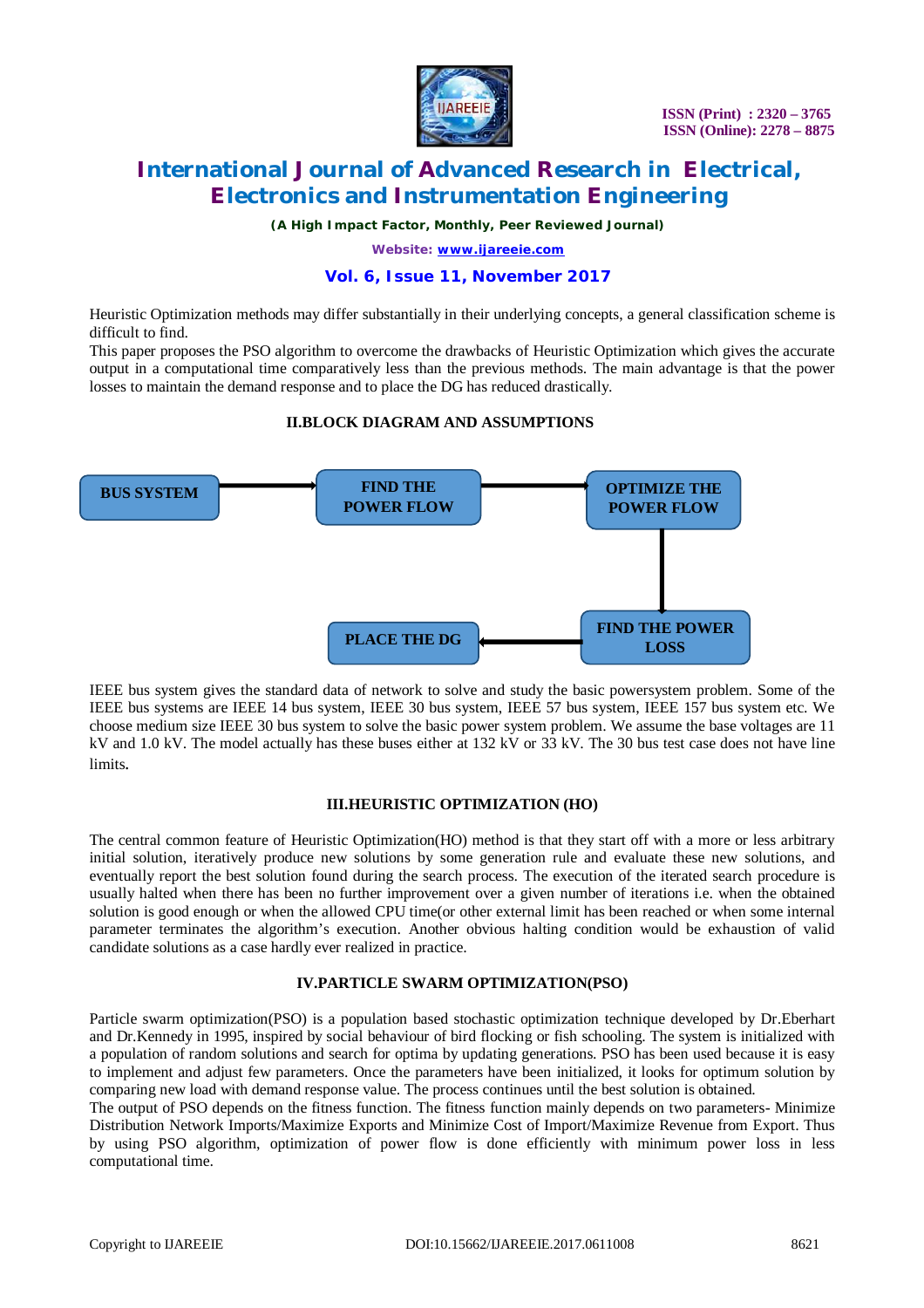Heuristic Optimization methods may differ substantially in their underlying concepts, a general classification scheme is difficult to find.

This paper proposes the PSO algorithm to overcome the drawbacks of Heuristic Optimization which gives the accurate output in a computational time comparatively less than the previous methods. The main advantage is that the power losses to maintain the demand response and to place the DG has reduced drastically.

## II.BLOCK DIAGRAM AND ASSUMPTIONS

BUS SYSTEM → FIND THE POWER FLOW → OPTIMIZE THE POWER FLOW → FIND THE POWER LOSS → PLACE THE DG

IEEE bus system gives the standard data of network to solve and study the basic powersystem problem. Some of the IEEE bus systems are IEEE 14 bus system, IEEE 30 bus system, IEEE 57 bus system, IEEE 157 bus system etc. We choose medium size IEEE 30 bus system to solve the basic power system problem. We assume the base voltages are 11 kV and 1.0 kV. The model actually has these buses either at 132 kV or 33 kV. The 30 bus test case does not have line limits.

## III.HEURISTIC OPTIMIZATION (HO)

The central common feature of Heuristic Optimization(HO) method is that they start off with a more or less arbitrary initial solution, iteratively produce new solutions by some generation rule and evaluate these new solutions, and eventually report the best solution found during the search process. The execution of the iterated search procedure is usually halted when there has been no further improvement over a given number of iterations i.e. when the obtained solution is good enough or when the allowed CPU time(or other external limit has been reached or when some internal parameter terminates the algorithm's execution. Another obvious halting condition would be exhaustion of valid candidate solutions as a case hardly ever realized in practice.

## IV.PARTICLE SWARM OPTIMIZATION(PSO)

Particle swarm optimization(PSO) is a population based stochastic optimization technique developed by Dr.Eberhart and Dr.Kennedy in 1995, inspired by social behaviour of bird flocking or fish schooling. The system is initialized with a population of random solutions and search for optima by updating generations. PSO has been used because it is easy to implement and adjust few parameters. Once the parameters have been initialized, it looks for optimum solution by comparing new load with demand response value. The process continues until the best solution is obtained.

The output of PSO depends on the fitness function. The fitness function mainly depends on two parameters- Minimize Distribution Network Imports/Maximize Exports and Minimize Cost of Import/Maximize Revenue from Export. Thus by using PSO algorithm, optimization of power flow is done efficiently with minimum power loss in less computational time.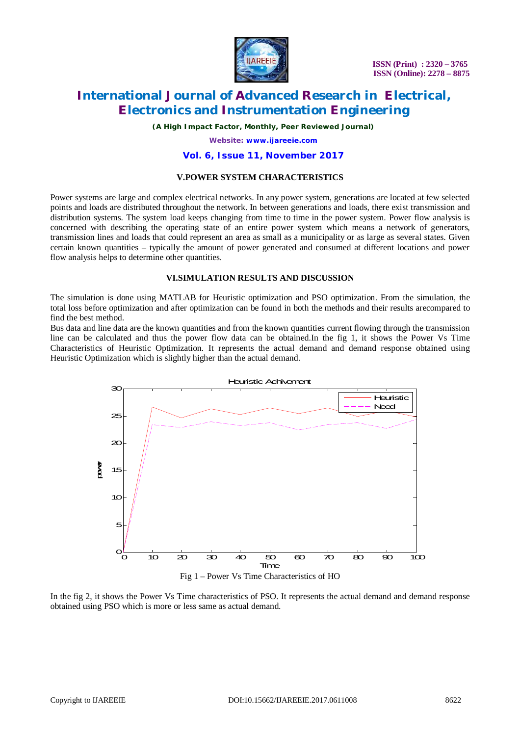## V.POWER SYSTEM CHARACTERISTICS

Power systems are large and complex electrical networks. In any power system, generations are located at few selected points and loads are distributed throughout the network. In between generations and loads, there exist transmission and distribution systems. The system load keeps changing from time to time in the power system. Power flow analysis is concerned with describing the operating state of an entire power system which means a network of generators, transmission lines and loads that could represent an area as small as a municipality or as large as several states. Given certain known quantities – typically the amount of power generated and consumed at different locations and power flow analysis helps to determine other quantities.

## VI.SIMULATION RESULTS AND DISCUSSION

The simulation is done using MATLAB for Heuristic optimization and PSO optimization. From the simulation, the total loss before optimization and after optimization can be found in both the methods and their results arecompared to find the best method.

Bus data and line data are the known quantities and from the known quantities current flowing through the transmission line can be calculated and thus the power flow data can be obtained.In the fig 1, it shows the Power Vs Time Characteristics of Heuristic Optimization. It represents the actual demand and demand response obtained using Heuristic Optimization which is slightly higher than the actual demand.

Fig 1 – Power Vs Time Characteristics of HO

In the fig 2, it shows the Power Vs Time characteristics of PSO. It represents the actual demand and demand response obtained using PSO which is more or less same as actual demand.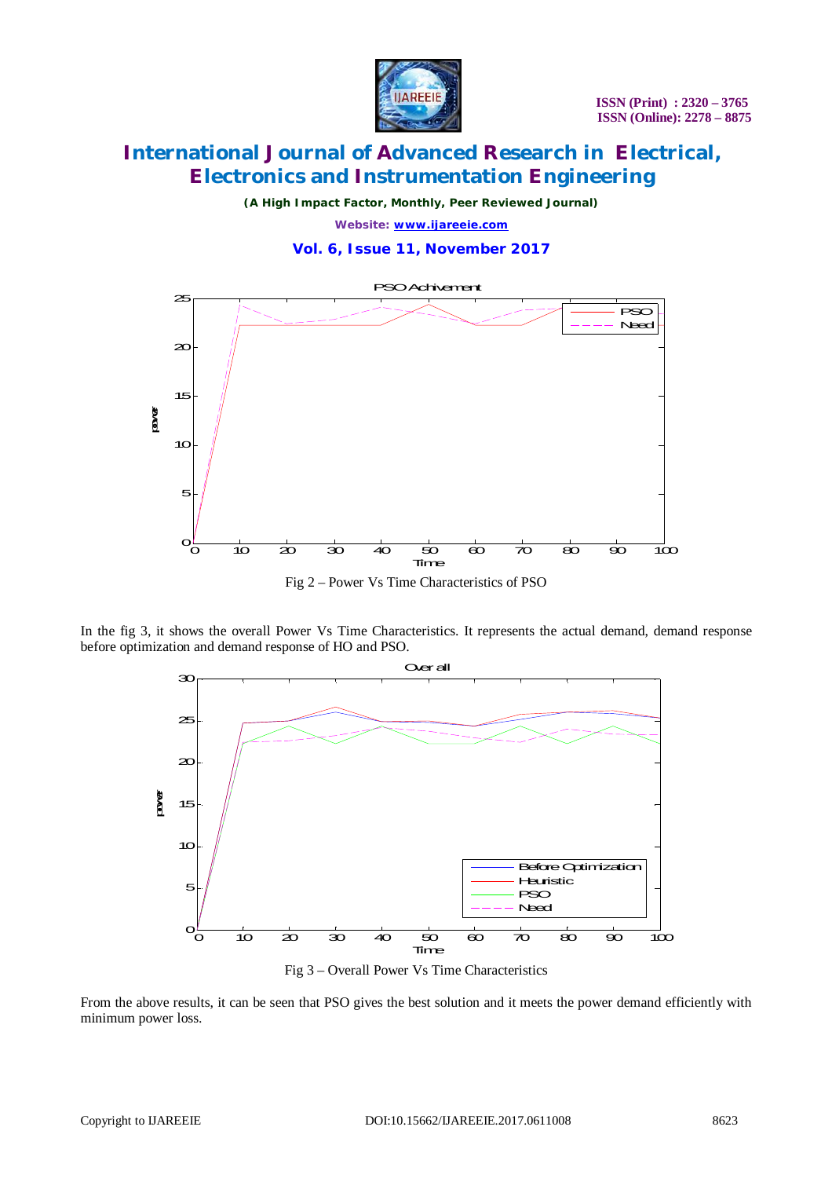Fig 2 – Power Vs Time Characteristics of PSO

In the fig 3, it shows the overall Power Vs Time Characteristics. It represents the actual demand, demand response before optimization and demand response of HO and PSO.

Fig 3 – Overall Power Vs Time Characteristics

From the above results, it can be seen that PSO gives the best solution and it meets the power demand efficiently with minimum power loss.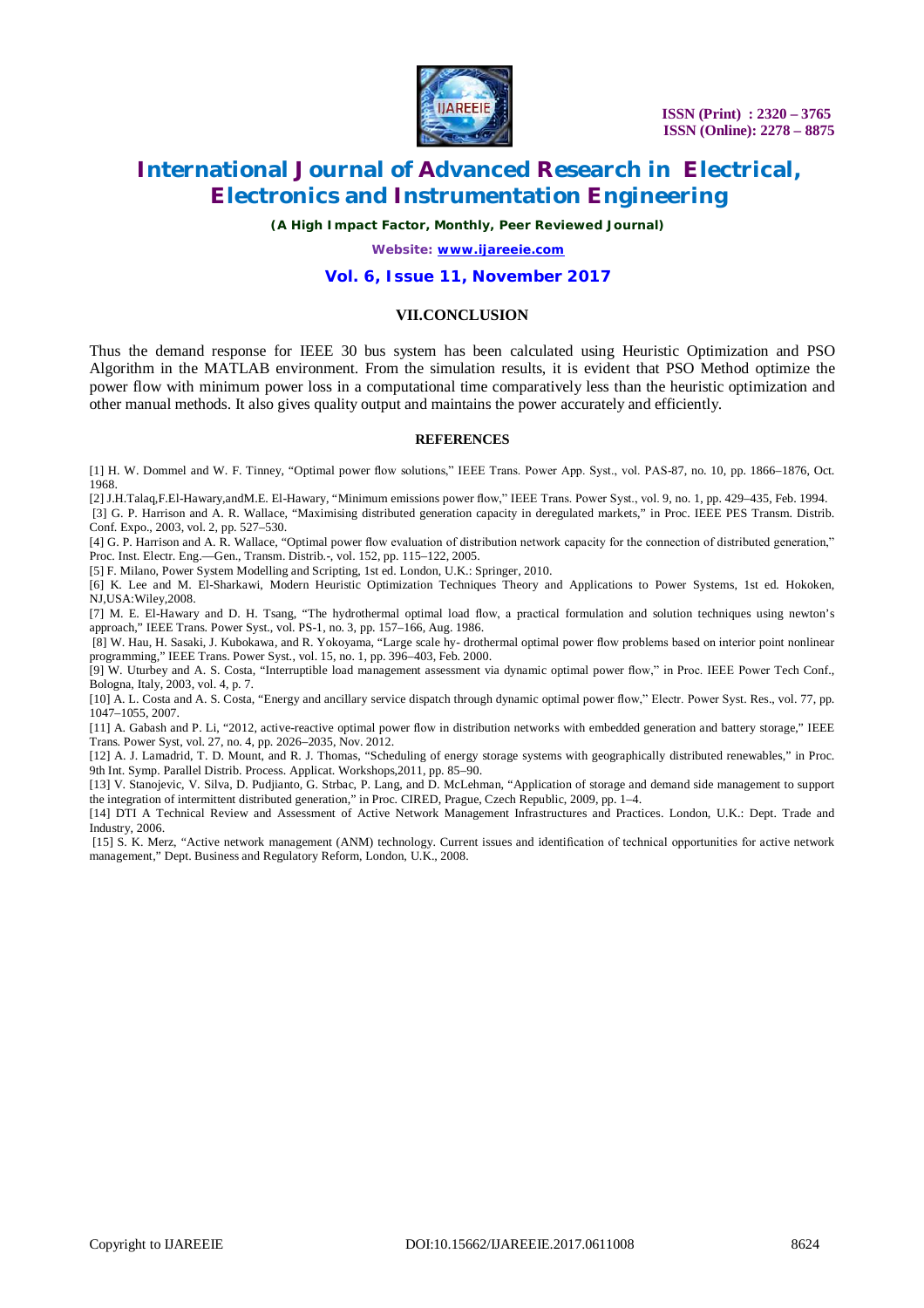## VII.CONCLUSION

Thus the demand response for IEEE 30 bus system has been calculated using Heuristic Optimization and PSO Algorithm in the MATLAB environment. From the simulation results, it is evident that PSO Method optimize the power flow with minimum power loss in a computational time comparatively less than the heuristic optimization and other manual methods. It also gives quality output and maintains the power accurately and efficiently.

## REFERENCES

[1] H. W. Dommel and W. F. Tinney, "Optimal power flow solutions," IEEE Trans. Power App. Syst., vol. PAS-87, no. 10, pp. 1866–1876, Oct. 1968.

[2] J.H.Talaq,F.El-Hawary,andM.E. El-Hawary, "Minimum emissions power flow," IEEE Trans. Power Syst., vol. 9, no. 1, pp. 429–435, Feb. 1994.

[3] G. P. Harrison and A. R. Wallace, "Maximising distributed generation capacity in deregulated markets," in Proc. IEEE PES Transm. Distrib. Conf. Expo., 2003, vol. 2, pp. 527–530.

[4] G. P. Harrison and A. R. Wallace, "Optimal power flow evaluation of distribution network capacity for the connection of distributed generation," Proc. Inst. Electr. Eng.—Gen., Transm. Distrib.-, vol. 152, pp. 115–122, 2005.

[5] F. Milano, Power System Modelling and Scripting, 1st ed. London, U.K.: Springer, 2010.

[6] K. Lee and M. El-Sharkawi, Modern Heuristic Optimization Techniques Theory and Applications to Power Systems, 1st ed. Hokoken, NJ,USA:Wiley,2008.

[7] M. E. El-Hawary and D. H. Tsang, "The hydrothermal optimal load flow, a practical formulation and solution techniques using newton's approach," IEEE Trans. Power Syst., vol. PS-1, no. 3, pp. 157–166, Aug. 1986.

[8] W. Hau, H. Sasaki, J. Kubokawa, and R. Yokoyama, "Large scale hy- drothermal optimal power flow problems based on interior point nonlinear programming," IEEE Trans. Power Syst., vol. 15, no. 1, pp. 396–403, Feb. 2000.

[9] W. Uturbey and A. S. Costa, "Interruptible load management assessment via dynamic optimal power flow," in Proc. IEEE Power Tech Conf., Bologna, Italy, 2003, vol. 4, p. 7.

[10] A. L. Costa and A. S. Costa, "Energy and ancillary service dispatch through dynamic optimal power flow," Electr. Power Syst. Res., vol. 77, pp. 1047–1055, 2007.

[11] A. Gabash and P. Li, "2012, active-reactive optimal power flow in distribution networks with embedded generation and battery storage," IEEE Trans. Power Syst, vol. 27, no. 4, pp. 2026–2035, Nov. 2012.

[12] A. J. Lamadrid, T. D. Mount, and R. J. Thomas, "Scheduling of energy storage systems with geographically distributed renewables," in Proc. 9th Int. Symp. Parallel Distrib. Process. Applicat. Workshops,2011, pp. 85–90.

[13] V. Stanojevic, V. Silva, D. Pudjianto, G. Strbac, P. Lang, and D. McLehman, "Application of storage and demand side management to support the integration of intermittent distributed generation," in Proc. CIRED, Prague, Czech Republic, 2009, pp. 1–4.

[14] DTI A Technical Review and Assessment of Active Network Management Infrastructures and Practices. London, U.K.: Dept. Trade and Industry, 2006.

[15] S. K. Merz, "Active network management (ANM) technology. Current issues and identification of technical opportunities for active network management," Dept. Business and Regulatory Reform, London, U.K., 2008.